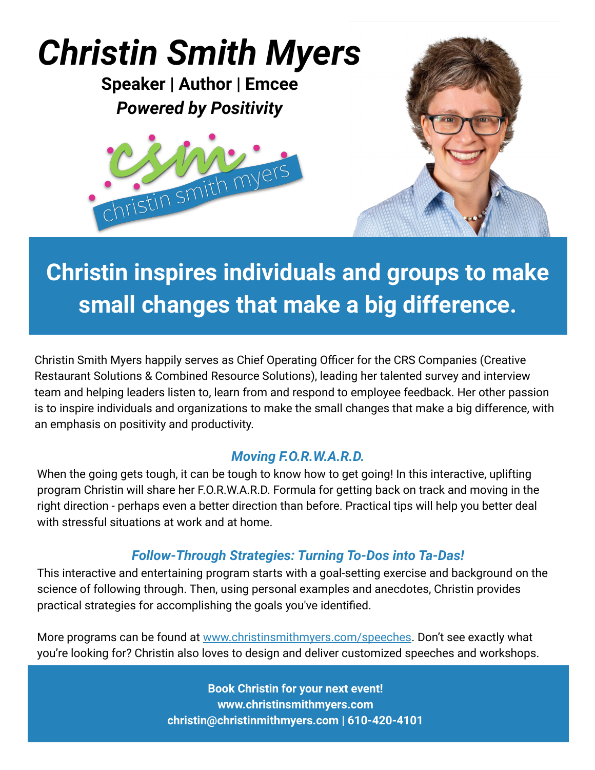# *Christin Smith Myers*

**Speaker | Author | Emcee**

***Powered by Positivity***

csm christin smith myers

## Christin inspires individuals and groups to make small changes that make a big difference.

Christin Smith Myers happily serves as Chief Operating Officer for the CRS Companies (Creative Restaurant Solutions & Combined Resource Solutions), leading her talented survey and interview team and helping leaders listen to, learn from and respond to employee feedback. Her other passion is to inspire individuals and organizations to make the small changes that make a big difference, with an emphasis on positivity and productivity.

### *Moving F.O.R.W.A.R.D.*

When the going gets tough, it can be tough to know how to get going! In this interactive, uplifting program Christin will share her F.O.R.W.A.R.D. Formula for getting back on track and moving in the right direction - perhaps even a better direction than before. Practical tips will help you better deal with stressful situations at work and at home.

### *Follow-Through Strategies: Turning To-Dos into Ta-Das!*

This interactive and entertaining program starts with a goal-setting exercise and background on the science of following through. Then, using personal examples and anecdotes, Christin provides practical strategies for accomplishing the goals you've identified.

More programs can be found at [www.christinsmithmyers.com/speeches](www.christinsmithmyers.com/speeches). Don't see exactly what you're looking for? Christin also loves to design and deliver customized speeches and workshops.

**Book Christin for your next event!**
**www.christinsmithmyers.com**
**christin@christinmithmyers.com | 610-420-4101**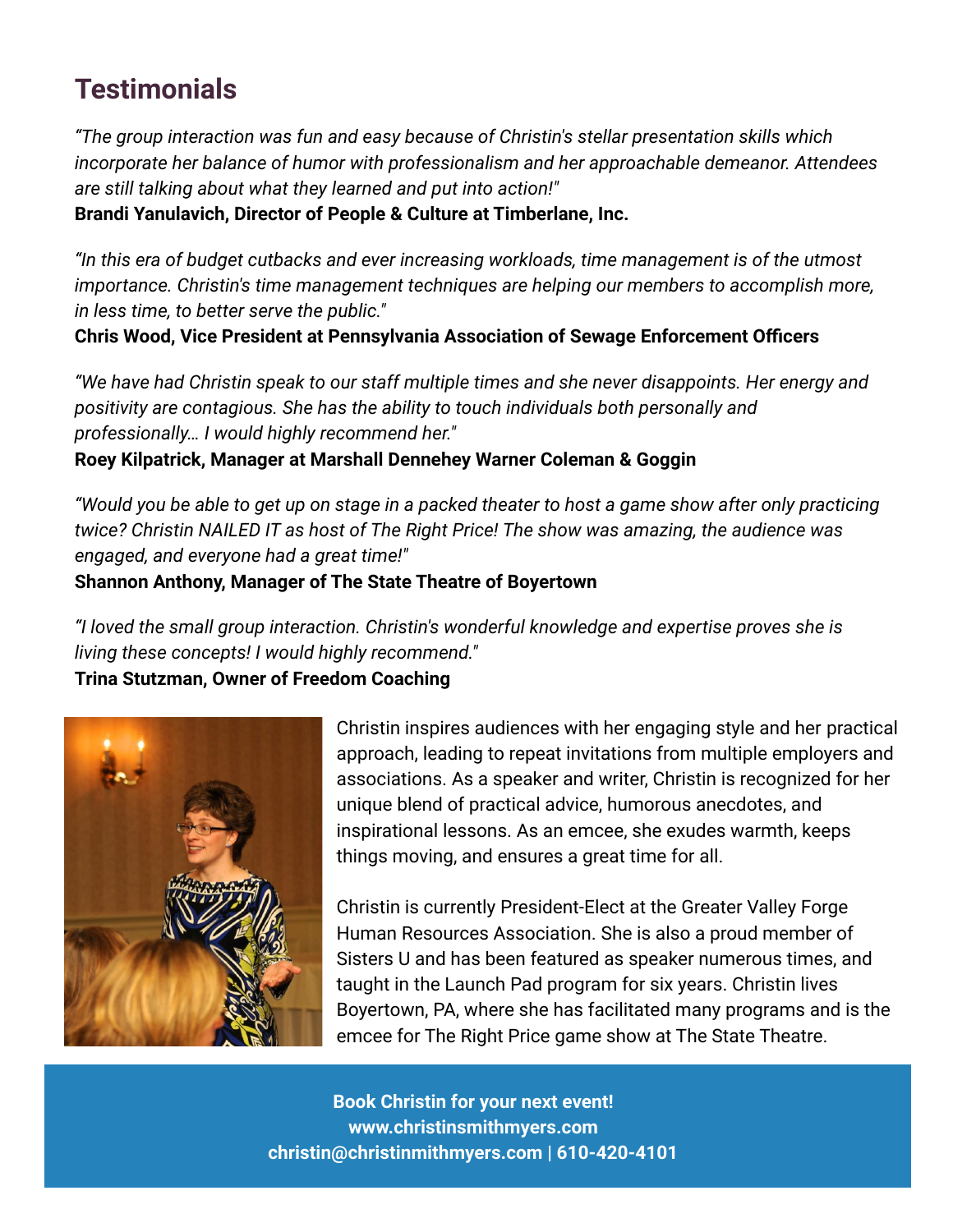## Testimonials

*"The group interaction was fun and easy because of Christin's stellar presentation skills which incorporate her balance of humor with professionalism and her approachable demeanor. Attendees are still talking about what they learned and put into action!"*
**Brandi Yanulavich, Director of People & Culture at Timberlane, Inc.**

*"In this era of budget cutbacks and ever increasing workloads, time management is of the utmost importance. Christin's time management techniques are helping our members to accomplish more, in less time, to better serve the public."*
**Chris Wood, Vice President at Pennsylvania Association of Sewage Enforcement Officers**

*"We have had Christin speak to our staff multiple times and she never disappoints. Her energy and positivity are contagious. She has the ability to touch individuals both personally and professionally… I would highly recommend her."*
**Roey Kilpatrick, Manager at Marshall Dennehey Warner Coleman & Goggin**

*"Would you be able to get up on stage in a packed theater to host a game show after only practicing twice? Christin NAILED IT as host of The Right Price! The show was amazing, the audience was engaged, and everyone had a great time!"*
**Shannon Anthony, Manager of The State Theatre of Boyertown**

*"I loved the small group interaction. Christin's wonderful knowledge and expertise proves she is living these concepts! I would highly recommend."*
**Trina Stutzman, Owner of Freedom Coaching**

Christin inspires audiences with her engaging style and her practical approach, leading to repeat invitations from multiple employers and associations. As a speaker and writer, Christin is recognized for her unique blend of practical advice, humorous anecdotes, and inspirational lessons. As an emcee, she exudes warmth, keeps things moving, and ensures a great time for all.

Christin is currently President-Elect at the Greater Valley Forge Human Resources Association. She is also a proud member of Sisters U and has been featured as speaker numerous times, and taught in the Launch Pad program for six years. Christin lives Boyertown, PA, where she has facilitated many programs and is the emcee for The Right Price game show at The State Theatre.

**Book Christin for your next event!**
**www.christinsmithmyers.com**
**christin@christinmithmyers.com | 610-420-4101**